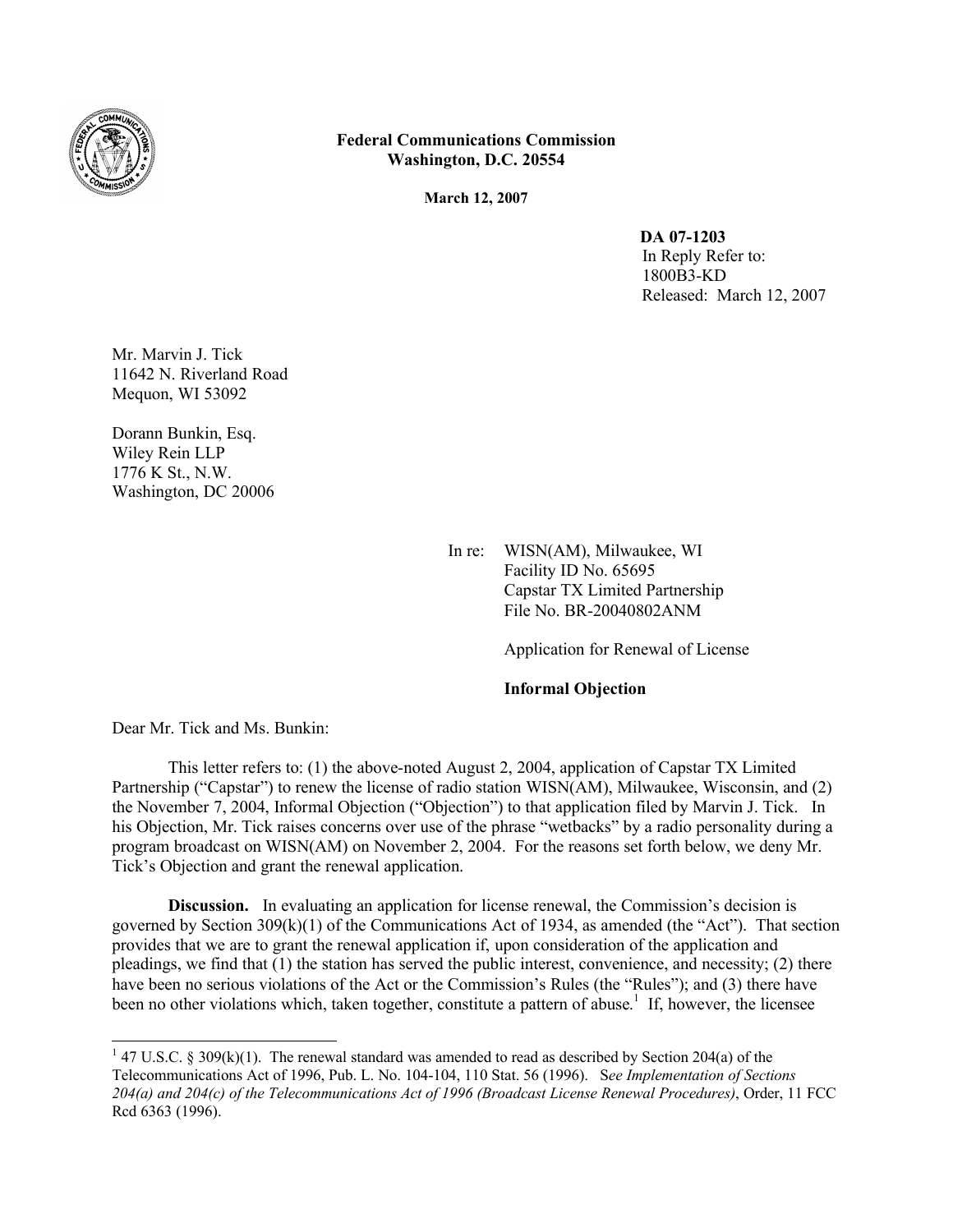**Federal Communications Commission**
**Washington, D.C. 20554**

**March 12, 2007**

**DA 07-1203**
In Reply Refer to:
1800B3-KD
Released: March 12, 2007

Mr. Marvin J. Tick
11642 N. Riverland Road
Mequon, WI 53092

Dorann Bunkin, Esq.
Wiley Rein LLP
1776 K St., N.W.
Washington, DC 20006

In re: WISN(AM), Milwaukee, WI
Facility ID No. 65695
Capstar TX Limited Partnership
File No. BR-20040802ANM

Application for Renewal of License

**Informal Objection**

Dear Mr. Tick and Ms. Bunkin:

This letter refers to: (1) the above-noted August 2, 2004, application of Capstar TX Limited Partnership ("Capstar") to renew the license of radio station WISN(AM), Milwaukee, Wisconsin, and (2) the November 7, 2004, Informal Objection ("Objection") to that application filed by Marvin J. Tick. In his Objection, Mr. Tick raises concerns over use of the phrase "wetbacks" by a radio personality during a program broadcast on WISN(AM) on November 2, 2004. For the reasons set forth below, we deny Mr. Tick's Objection and grant the renewal application.

**Discussion.** In evaluating an application for license renewal, the Commission's decision is governed by Section 309(k)(1) of the Communications Act of 1934, as amended (the "Act"). That section provides that we are to grant the renewal application if, upon consideration of the application and pleadings, we find that (1) the station has served the public interest, convenience, and necessity; (2) there have been no serious violations of the Act or the Commission's Rules (the "Rules"); and (3) there have been no other violations which, taken together, constitute a pattern of abuse.[1] If, however, the licensee

---

[1] 47 U.S.C. § 309(k)(1). The renewal standard was amended to read as described by Section 204(a) of the Telecommunications Act of 1996, Pub. L. No. 104-104, 110 Stat. 56 (1996). S*ee Implementation of Sections 204(a) and 204(c) of the Telecommunications Act of 1996 (Broadcast License Renewal Procedures)*, Order, 11 FCC Rcd 6363 (1996).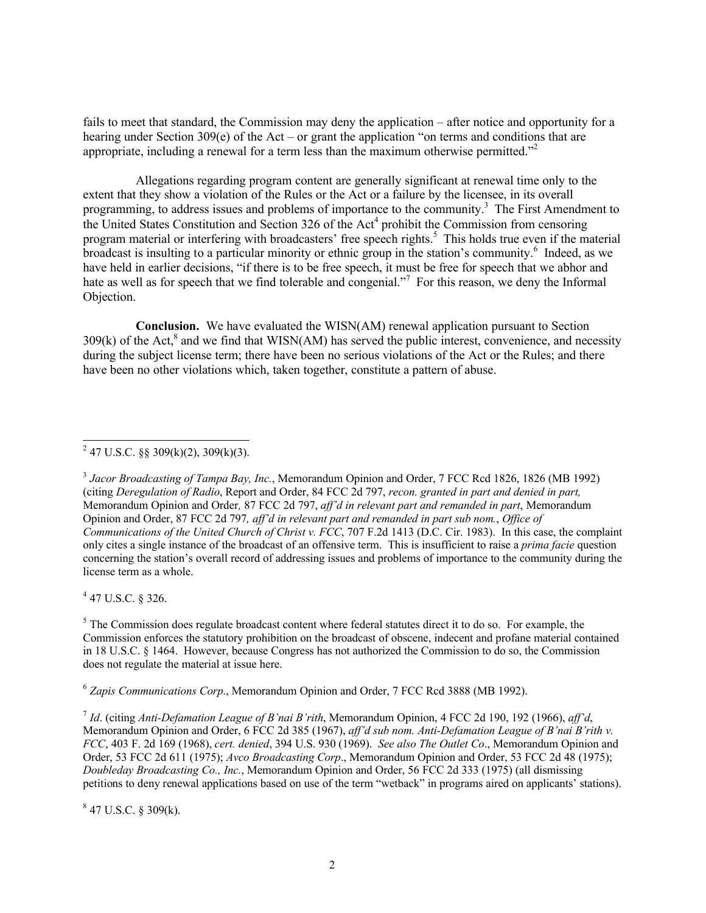fails to meet that standard, the Commission may deny the application – after notice and opportunity for a hearing under Section 309(e) of the Act – or grant the application "on terms and conditions that are appropriate, including a renewal for a term less than the maximum otherwise permitted."[2]

Allegations regarding program content are generally significant at renewal time only to the extent that they show a violation of the Rules or the Act or a failure by the licensee, in its overall programming, to address issues and problems of importance to the community.[3] The First Amendment to the United States Constitution and Section 326 of the Act[4] prohibit the Commission from censoring program material or interfering with broadcasters' free speech rights.[5] This holds true even if the material broadcast is insulting to a particular minority or ethnic group in the station's community.[6] Indeed, as we have held in earlier decisions, "if there is to be free speech, it must be free for speech that we abhor and hate as well as for speech that we find tolerable and congenial."[7] For this reason, we deny the Informal Objection.

**Conclusion.** We have evaluated the WISN(AM) renewal application pursuant to Section 309(k) of the Act,[8] and we find that WISN(AM) has served the public interest, convenience, and necessity during the subject license term; there have been no serious violations of the Act or the Rules; and there have been no other violations which, taken together, constitute a pattern of abuse.

---

[2] 47 U.S.C. §§ 309(k)(2), 309(k)(3).

[3] *Jacor Broadcasting of Tampa Bay, Inc.*, Memorandum Opinion and Order, 7 FCC Rcd 1826, 1826 (MB 1992) (citing *Deregulation of Radio*, Report and Order, 84 FCC 2d 797, *recon. granted in part and denied in part,* Memorandum Opinion and Order*,* 87 FCC 2d 797, *aff'd in relevant part and remanded in part*, Memorandum Opinion and Order, 87 FCC 2d 797*, aff'd in relevant part and remanded in part sub nom.*, *Office of Communications of the United Church of Christ v. FCC*, 707 F.2d 1413 (D.C. Cir. 1983). In this case, the complaint only cites a single instance of the broadcast of an offensive term. This is insufficient to raise a *prima facie* question concerning the station's overall record of addressing issues and problems of importance to the community during the license term as a whole.

[4] 47 U.S.C. § 326.

[5] The Commission does regulate broadcast content where federal statutes direct it to do so. For example, the Commission enforces the statutory prohibition on the broadcast of obscene, indecent and profane material contained in 18 U.S.C. § 1464. However, because Congress has not authorized the Commission to do so, the Commission does not regulate the material at issue here.

[6] *Zapis Communications Corp*., Memorandum Opinion and Order, 7 FCC Rcd 3888 (MB 1992).

[7] *Id*. (citing *Anti-Defamation League of B'nai B'rith*, Memorandum Opinion, 4 FCC 2d 190, 192 (1966), *aff'd*, Memorandum Opinion and Order, 6 FCC 2d 385 (1967), *aff'd sub nom. Anti-Defamation League of B'nai B'rith v. FCC*, 403 F. 2d 169 (1968), *cert. denied*, 394 U.S. 930 (1969). *See also The Outlet Co*., Memorandum Opinion and Order, 53 FCC 2d 611 (1975); *Avco Broadcasting Corp*., Memorandum Opinion and Order, 53 FCC 2d 48 (1975); *Doubleday Broadcasting Co., Inc.*, Memorandum Opinion and Order, 56 FCC 2d 333 (1975) (all dismissing petitions to deny renewal applications based on use of the term "wetback" in programs aired on applicants' stations).

[8] 47 U.S.C. § 309(k).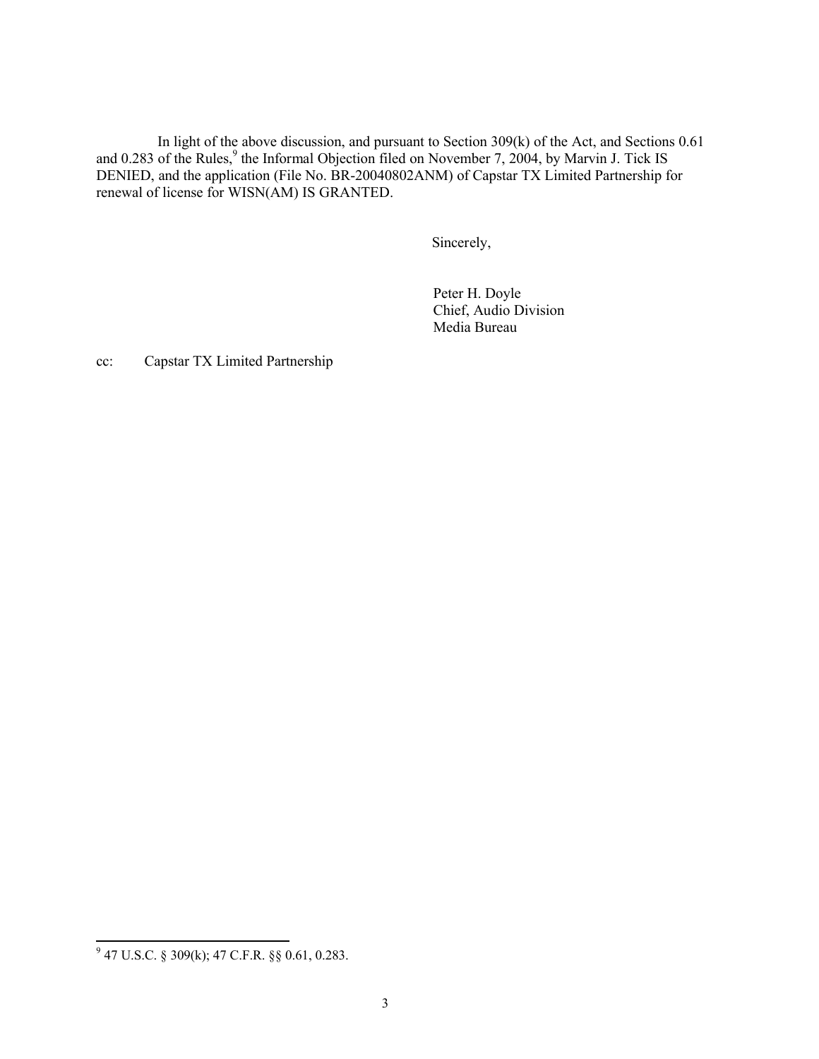In light of the above discussion, and pursuant to Section 309(k) of the Act, and Sections 0.61 and 0.283 of the Rules,[9] the Informal Objection filed on November 7, 2004, by Marvin J. Tick IS DENIED, and the application (File No. BR-20040802ANM) of Capstar TX Limited Partnership for renewal of license for WISN(AM) IS GRANTED.

Sincerely,

Peter H. Doyle
Chief, Audio Division
Media Bureau

cc: Capstar TX Limited Partnership

---

[9] 47 U.S.C. § 309(k); 47 C.F.R. §§ 0.61, 0.283.